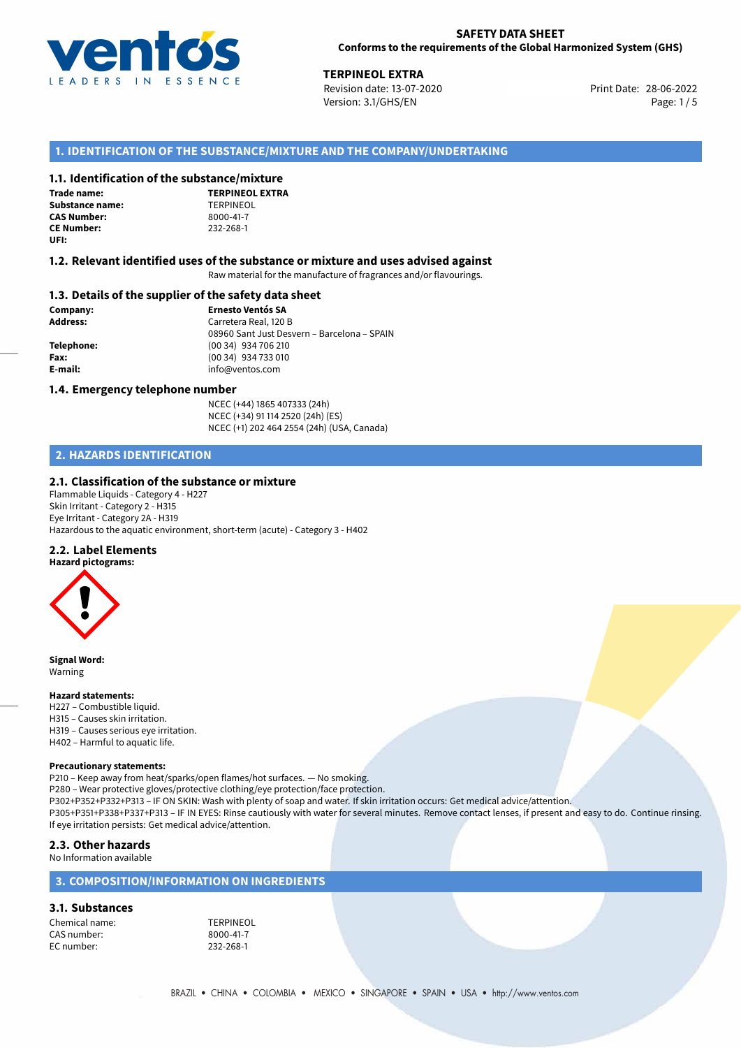**SAFETY DATA SHEET**
**Conforms to the requirements of the Global Harmonized System (GHS)**

**TERPINEOL EXTRA**
Revision date: 13-07-2020
Version: 3.1/GHS/EN
Print Date: 28-06-2022

## 1. IDENTIFICATION OF THE SUBSTANCE/MIXTURE AND THE COMPANY/UNDERTAKING

### 1.1. Identification of the substance/mixture

**Trade name:** **TERPINEOL EXTRA**
**Substance name:** TERPINEOL
**CAS Number:** 8000-41-7
**CE Number:** 232-268-1
**UFI:**

### 1.2. Relevant identified uses of the substance or mixture and uses advised against

Raw material for the manufacture of fragrances and/or flavourings.

### 1.3. Details of the supplier of the safety data sheet

**Company:** **Ernesto Ventós SA**
**Address:** Carretera Real, 120 B
08960 Sant Just Desvern – Barcelona – SPAIN
**Telephone:** (00 34) 934 706 210
**Fax:** (00 34) 934 733 010
**E-mail:** info@ventos.com

### 1.4. Emergency telephone number

NCEC (+44) 1865 407333 (24h)
NCEC (+34) 91 114 2520 (24h) (ES)
NCEC (+1) 202 464 2554 (24h) (USA, Canada)

## 2. HAZARDS IDENTIFICATION

### 2.1. Classification of the substance or mixture

Flammable Liquids - Category 4 - H227
Skin Irritant - Category 2 - H315
Eye Irritant - Category 2A - H319
Hazardous to the aquatic environment, short-term (acute) - Category 3 - H402

### 2.2. Label Elements

**Hazard pictograms:**

**Signal Word:**
Warning

**Hazard statements:**
H227 – Combustible liquid.
H315 – Causes skin irritation.
H319 – Causes serious eye irritation.
H402 – Harmful to aquatic life.

**Precautionary statements:**
P210 – Keep away from heat/sparks/open flames/hot surfaces. — No smoking.
P280 – Wear protective gloves/protective clothing/eye protection/face protection.
P302+P352+P332+P313 – IF ON SKIN: Wash with plenty of soap and water. If skin irritation occurs: Get medical advice/attention.
P305+P351+P338+P337+P313 – IF IN EYES: Rinse cautiously with water for several minutes. Remove contact lenses, if present and easy to do. Continue rinsing. If eye irritation persists: Get medical advice/attention.

### 2.3. Other hazards

No Information available

## 3. COMPOSITION/INFORMATION ON INGREDIENTS

### 3.1. Substances

Chemical name: TERPINEOL
CAS number: 8000-41-7
EC number: 232-268-1

BRAZIL • CHINA • COLOMBIA • MEXICO • SINGAPORE • SPAIN • USA • http://www.ventos.com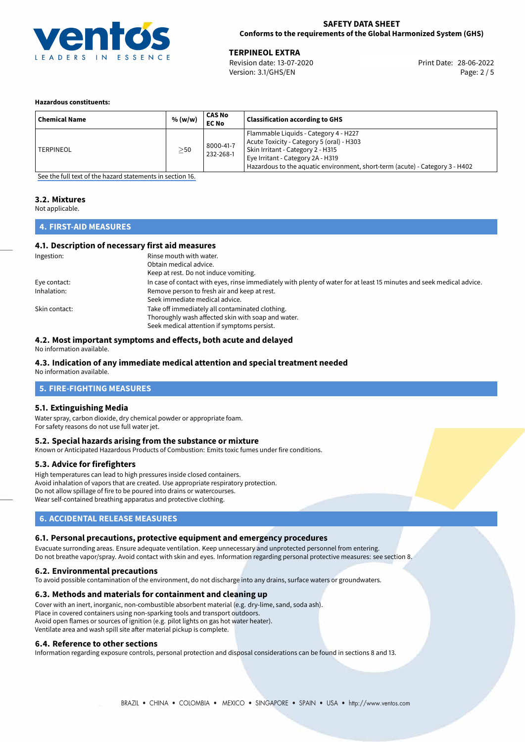**Hazardous constituents:**

| Chemical Name | % (w/w) | CAS No<br>EC No | Classification according to GHS |
|---|---|---|---|
| TERPINEOL | ≥50 | 8000-41-7<br>232-268-1 | Flammable Liquids - Category 4 - H227<br>Acute Toxicity - Category 5 (oral) - H303<br>Skin Irritant - Category 2 - H315<br>Eye Irritant - Category 2A - H319<br>Hazardous to the aquatic environment, short-term (acute) - Category 3 - H402 |

See the full text of the hazard statements in section 16.

### 3.2. Mixtures

Not applicable.

## 4. FIRST-AID MEASURES

### 4.1. Description of necessary first aid measures

Ingestion: Rinse mouth with water.
Obtain medical advice.
Keep at rest. Do not induce vomiting.

Eye contact: In case of contact with eyes, rinse immediately with plenty of water for at least 15 minutes and seek medical advice.

Inhalation: Remove person to fresh air and keep at rest.
Seek immediate medical advice.

Skin contact: Take off immediately all contaminated clothing.
Thoroughly wash affected skin with soap and water.
Seek medical attention if symptoms persist.

### 4.2. Most important symptoms and effects, both acute and delayed

No information available.

### 4.3. Indication of any immediate medical attention and special treatment needed

No information available.

## 5. FIRE-FIGHTING MEASURES

### 5.1. Extinguishing Media

Water spray, carbon dioxide, dry chemical powder or appropriate foam.
For safety reasons do not use full water jet.

### 5.2. Special hazards arising from the substance or mixture

Known or Anticipated Hazardous Products of Combustion: Emits toxic fumes under fire conditions.

### 5.3. Advice for firefighters

High temperatures can lead to high pressures inside closed containers.
Avoid inhalation of vapors that are created. Use appropriate respiratory protection.
Do not allow spillage of fire to be poured into drains or watercourses.
Wear self-contained breathing apparatus and protective clothing.

## 6. ACCIDENTAL RELEASE MEASURES

### 6.1. Personal precautions, protective equipment and emergency procedures

Evacuate surronding areas. Ensure adequate ventilation. Keep unnecessary and unprotected personnel from entering.
Do not breathe vapor/spray. Avoid contact with skin and eyes. Information regarding personal protective measures: see section 8.

### 6.2. Environmental precautions

To avoid possible contamination of the environment, do not discharge into any drains, surface waters or groundwaters.

### 6.3. Methods and materials for containment and cleaning up

Cover with an inert, inorganic, non-combustible absorbent material (e.g. dry-lime, sand, soda ash).
Place in covered containers using non-sparking tools and transport outdoors.
Avoid open flames or sources of ignition (e.g. pilot lights on gas hot water heater).
Ventilate area and wash spill site after material pickup is complete.

### 6.4. Reference to other sections

Information regarding exposure controls, personal protection and disposal considerations can be found in sections 8 and 13.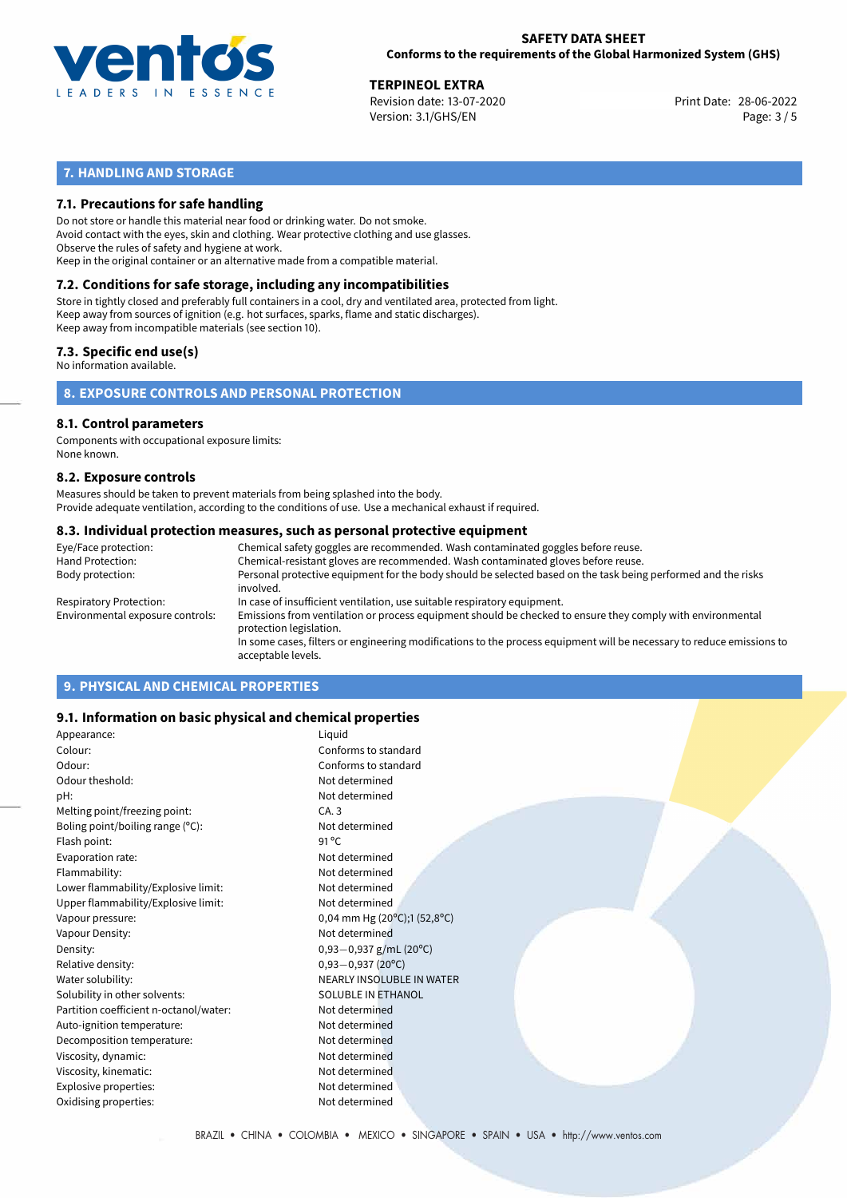## 7. HANDLING AND STORAGE

### 7.1. Precautions for safe handling

Do not store or handle this material near food or drinking water. Do not smoke.
Avoid contact with the eyes, skin and clothing. Wear protective clothing and use glasses.
Observe the rules of safety and hygiene at work.
Keep in the original container or an alternative made from a compatible material.

### 7.2. Conditions for safe storage, including any incompatibilities

Store in tightly closed and preferably full containers in a cool, dry and ventilated area, protected from light.
Keep away from sources of ignition (e.g. hot surfaces, sparks, flame and static discharges).
Keep away from incompatible materials (see section 10).

### 7.3. Specific end use(s)

No information available.

## 8. EXPOSURE CONTROLS AND PERSONAL PROTECTION

### 8.1. Control parameters

Components with occupational exposure limits:
None known.

### 8.2. Exposure controls

Measures should be taken to prevent materials from being splashed into the body.
Provide adequate ventilation, according to the conditions of use. Use a mechanical exhaust if required.

### 8.3. Individual protection measures, such as personal protective equipment

| | |
|---|---|
| Eye/Face protection: | Chemical safety goggles are recommended. Wash contaminated goggles before reuse. |
| Hand Protection: | Chemical-resistant gloves are recommended. Wash contaminated gloves before reuse. |
| Body protection: | Personal protective equipment for the body should be selected based on the task being performed and the risks involved. |
| Respiratory Protection: | In case of insufficient ventilation, use suitable respiratory equipment. |
| Environmental exposure controls: | Emissions from ventilation or process equipment should be checked to ensure they comply with environmental protection legislation. In some cases, filters or engineering modifications to the process equipment will be necessary to reduce emissions to acceptable levels. |

## 9. PHYSICAL AND CHEMICAL PROPERTIES

### 9.1. Information on basic physical and chemical properties

| | |
|---|---|
| Appearance: | Liquid |
| Colour: | Conforms to standard |
| Odour: | Conforms to standard |
| Odour theshold: | Not determined |
| pH: | Not determined |
| Melting point/freezing point: | CA. 3 |
| Boling point/boiling range (°C): | Not determined |
| Flash point: | 91 °C |
| Evaporation rate: | Not determined |
| Flammability: | Not determined |
| Lower flammability/Explosive limit: | Not determined |
| Upper flammability/Explosive limit: | Not determined |
| Vapour pressure: | 0,04 mm Hg (20°C);1 (52,8°C) |
| Vapour Density: | Not determined |
| Density: | 0,93−0,937 g/mL (20°C) |
| Relative density: | 0,93−0,937 (20°C) |
| Water solubility: | NEARLY INSOLUBLE IN WATER |
| Solubility in other solvents: | SOLUBLE IN ETHANOL |
| Partition coefficient n-octanol/water: | Not determined |
| Auto-ignition temperature: | Not determined |
| Decomposition temperature: | Not determined |
| Viscosity, dynamic: | Not determined |
| Viscosity, kinematic: | Not determined |
| Explosive properties: | Not determined |
| Oxidising properties: | Not determined |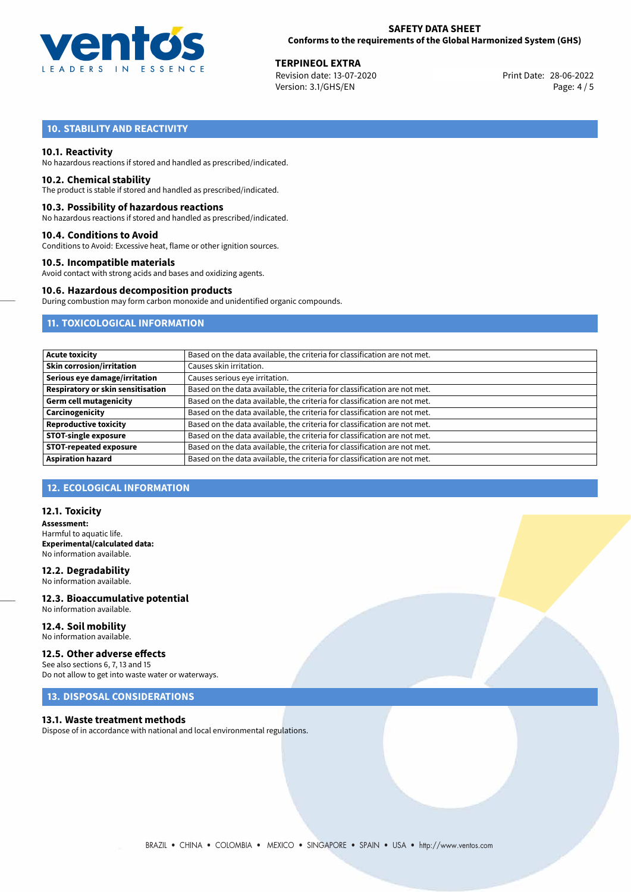## 10. STABILITY AND REACTIVITY

### 10.1. Reactivity

No hazardous reactions if stored and handled as prescribed/indicated.

### 10.2. Chemical stability

The product is stable if stored and handled as prescribed/indicated.

### 10.3. Possibility of hazardous reactions

No hazardous reactions if stored and handled as prescribed/indicated.

### 10.4. Conditions to Avoid

Conditions to Avoid: Excessive heat, flame or other ignition sources.

### 10.5. Incompatible materials

Avoid contact with strong acids and bases and oxidizing agents.

### 10.6. Hazardous decomposition products

During combustion may form carbon monoxide and unidentified organic compounds.

## 11. TOXICOLOGICAL INFORMATION

| | |
|---|---|
| **Acute toxicity** | Based on the data available, the criteria for classification are not met. |
| **Skin corrosion/irritation** | Causes skin irritation. |
| **Serious eye damage/irritation** | Causes serious eye irritation. |
| **Respiratory or skin sensitisation** | Based on the data available, the criteria for classification are not met. |
| **Germ cell mutagenicity** | Based on the data available, the criteria for classification are not met. |
| **Carcinogenicity** | Based on the data available, the criteria for classification are not met. |
| **Reproductive toxicity** | Based on the data available, the criteria for classification are not met. |
| **STOT-single exposure** | Based on the data available, the criteria for classification are not met. |
| **STOT-repeated exposure** | Based on the data available, the criteria for classification are not met. |
| **Aspiration hazard** | Based on the data available, the criteria for classification are not met. |

## 12. ECOLOGICAL INFORMATION

### 12.1. Toxicity

**Assessment:**
Harmful to aquatic life.
**Experimental/calculated data:**
No information available.

### 12.2. Degradability

No information available.

### 12.3. Bioaccumulative potential

No information available.

### 12.4. Soil mobility

No information available.

### 12.5. Other adverse effects

See also sections 6, 7, 13 and 15
Do not allow to get into waste water or waterways.

## 13. DISPOSAL CONSIDERATIONS

### 13.1. Waste treatment methods

Dispose of in accordance with national and local environmental regulations.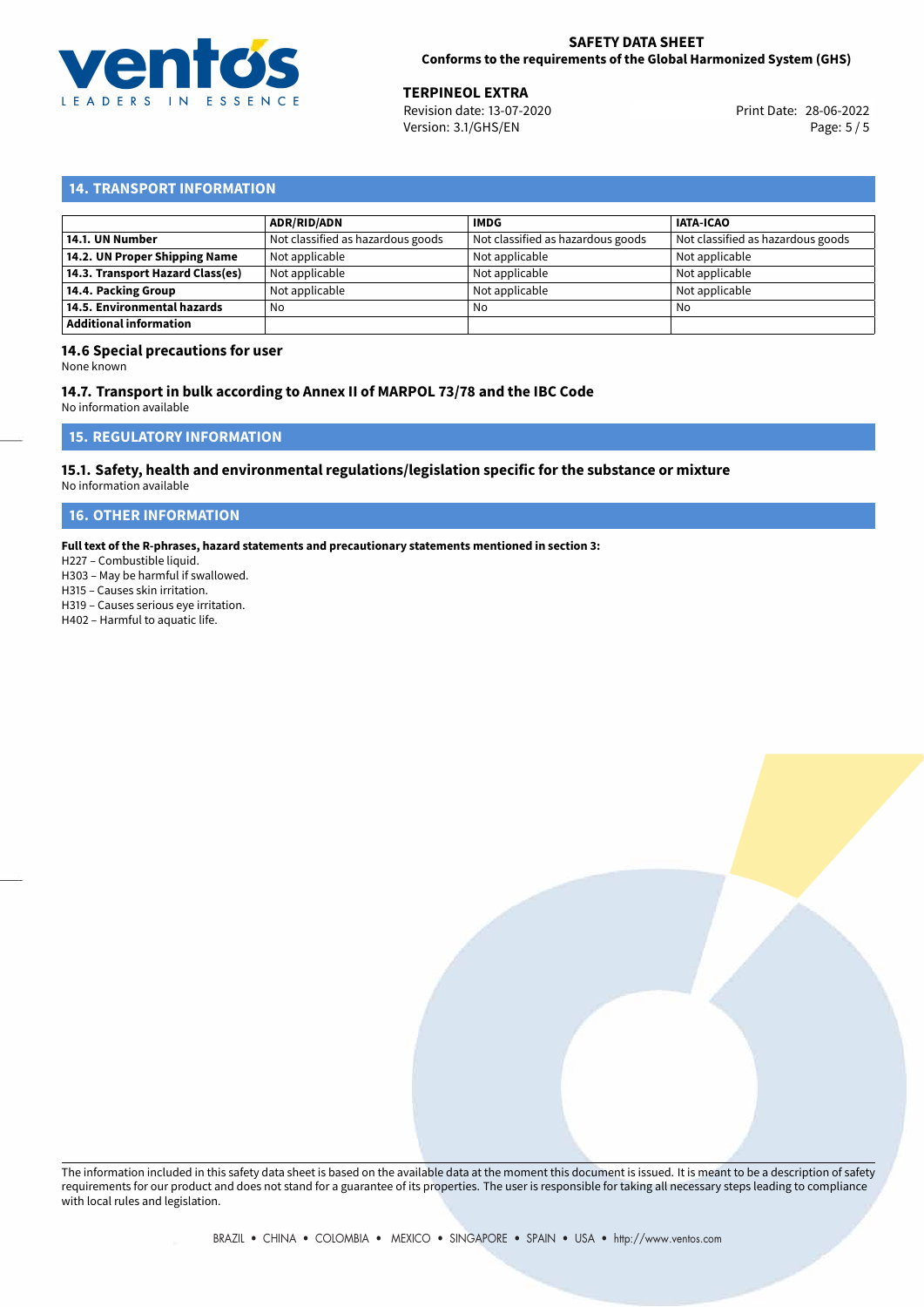## 14. TRANSPORT INFORMATION

| | ADR/RID/ADN | IMDG | IATA-ICAO |
|---|---|---|---|
| **14.1. UN Number** | Not classified as hazardous goods | Not classified as hazardous goods | Not classified as hazardous goods |
| **14.2. UN Proper Shipping Name** | Not applicable | Not applicable | Not applicable |
| **14.3. Transport Hazard Class(es)** | Not applicable | Not applicable | Not applicable |
| **14.4. Packing Group** | Not applicable | Not applicable | Not applicable |
| **14.5. Environmental hazards** | No | No | No |
| **Additional information** | | | |

### 14.6 Special precautions for user

None known

### 14.7. Transport in bulk according to Annex II of MARPOL 73/78 and the IBC Code

No information available

## 15. REGULATORY INFORMATION

### 15.1. Safety, health and environmental regulations/legislation specific for the substance or mixture

No information available

## 16. OTHER INFORMATION

**Full text of the R-phrases, hazard statements and precautionary statements mentioned in section 3:**

H227 – Combustible liquid.
H303 – May be harmful if swallowed.
H315 – Causes skin irritation.
H319 – Causes serious eye irritation.
H402 – Harmful to aquatic life.

The information included in this safety data sheet is based on the available data at the moment this document is issued. It is meant to be a description of safety requirements for our product and does not stand for a guarantee of its properties. The user is responsible for taking all necessary steps leading to compliance with local rules and legislation.